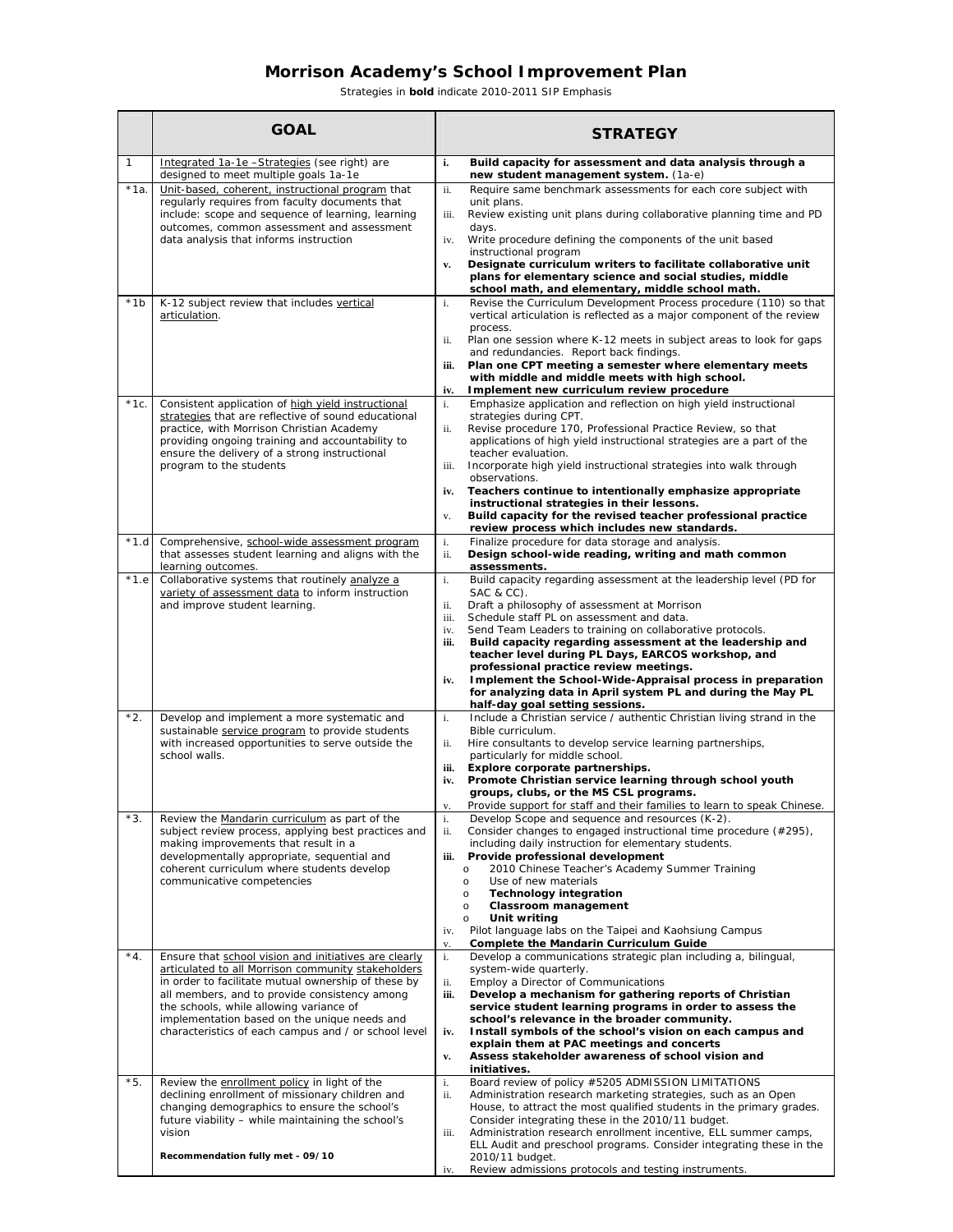# Morrison Academy's School Improvement Plan

Strategies in **bold** indicate 2010-2011 SIP Emphasis

| | GOAL | STRATEGY |
|---|---|---|
| 1 | Integrated 1a-1e –Strategies (see right) are designed to meet multiple goals 1a-1e | i. **Build capacity for assessment and data analysis through a new student management system.** (1a-e) |
| *1a. | Unit-based, coherent, instructional program that regularly requires from faculty documents that include: scope and sequence of learning, learning outcomes, common assessment and assessment data analysis that informs instruction | ii. Require same benchmark assessments for each core subject with unit plans.<br>iii. Review existing unit plans during collaborative planning time and PD days.<br>iv. Write procedure defining the components of the unit based instructional program<br>v. **Designate curriculum writers to facilitate collaborative unit plans for elementary science and social studies, middle school math, and elementary, middle school math.** |
| *1b | K-12 subject review that includes vertical articulation. | i. Revise the Curriculum Development Process procedure (110) so that vertical articulation is reflected as a major component of the review process.<br>ii. Plan one session where K-12 meets in subject areas to look for gaps and redundancies. Report back findings.<br>iii. **Plan one CPT meeting a semester where elementary meets with middle and middle meets with high school.**<br>iv. **Implement new curriculum review procedure** |
| *1c. | Consistent application of high yield instructional strategies that are reflective of sound educational practice, with Morrison Christian Academy providing ongoing training and accountability to ensure the delivery of a strong instructional program to the students | i. Emphasize application and reflection on high yield instructional strategies during CPT.<br>ii. Revise procedure 170, Professional Practice Review, so that applications of high yield instructional strategies are a part of the teacher evaluation.<br>iii. Incorporate high yield instructional strategies into walk through observations.<br>iv. **Teachers continue to intentionally emphasize appropriate instructional strategies in their lessons.**<br>v. **Build capacity for the revised teacher professional practice review process which includes new standards.** |
| *1.d | Comprehensive, school-wide assessment program that assesses student learning and aligns with the learning outcomes. | i. Finalize procedure for data storage and analysis.<br>ii. **Design school-wide reading, writing and math common assessments.** |
| *1.e | Collaborative systems that routinely analyze a variety of assessment data to inform instruction and improve student learning. | i. Build capacity regarding assessment at the leadership level (PD for SAC & CC).<br>ii. Draft a philosophy of assessment at Morrison<br>iii. Schedule staff PL on assessment and data.<br>iv. Send Team Leaders to training on collaborative protocols.<br>iii. **Build capacity regarding assessment at the leadership and teacher level during PL Days, EARCOS workshop, and professional practice review meetings.**<br>iv. **Implement the School-Wide-Appraisal process in preparation for analyzing data in April system PL and during the May PL half-day goal setting sessions.** |
| *2. | Develop and implement a more systematic and sustainable service program to provide students with increased opportunities to serve outside the school walls. | i. Include a Christian service / authentic Christian living strand in the Bible curriculum.<br>ii. Hire consultants to develop service learning partnerships, particularly for middle school.<br>iii. **Explore corporate partnerships.**<br>iv. **Promote Christian service learning through school youth groups, clubs, or the MS CSL programs.**<br>v. Provide support for staff and their families to learn to speak Chinese. |
| *3. | Review the Mandarin curriculum as part of the subject review process, applying best practices and making improvements that result in a developmentally appropriate, sequential and coherent curriculum where students develop communicative competencies | i. Develop Scope and sequence and resources (K-2).<br>ii. Consider changes to engaged instructional time procedure (#295), including daily instruction for elementary students.<br>iii. **Provide professional development**<br>o 2010 Chinese Teacher's Academy Summer Training<br>o Use of new materials<br>o **Technology integration**<br>o **Classroom management**<br>o **Unit writing**<br>iv. Pilot language labs on the Taipei and Kaohsiung Campus<br>v. **Complete the Mandarin Curriculum Guide** |
| *4. | Ensure that school vision and initiatives are clearly articulated to all Morrison community stakeholders in order to facilitate mutual ownership of these by all members, and to provide consistency among the schools, while allowing variance of implementation based on the unique needs and characteristics of each campus and / or school level | i. Develop a communications strategic plan including a, bilingual, system-wide quarterly.<br>ii. Employ a Director of Communications<br>iii. **Develop a mechanism for gathering reports of Christian service student learning programs in order to assess the school's relevance in the broader community.**<br>iv. **Install symbols of the school's vision on each campus and explain them at PAC meetings and concerts**<br>v. **Assess stakeholder awareness of school vision and initiatives.** |
| *5. | Review the enrollment policy in light of the declining enrollment of missionary children and changing demographics to ensure the school's future viability – while maintaining the school's vision<br><br>**Recommendation fully met - 09/10** | i. Board review of policy #5205 ADMISSION LIMITATIONS<br>ii. Administration research marketing strategies, such as an Open House, to attract the most qualified students in the primary grades. Consider integrating these in the 2010/11 budget.<br>iii. Administration research enrollment incentive, ELL summer camps, ELL Audit and preschool programs. Consider integrating these in the 2010/11 budget.<br>iv. Review admissions protocols and testing instruments. |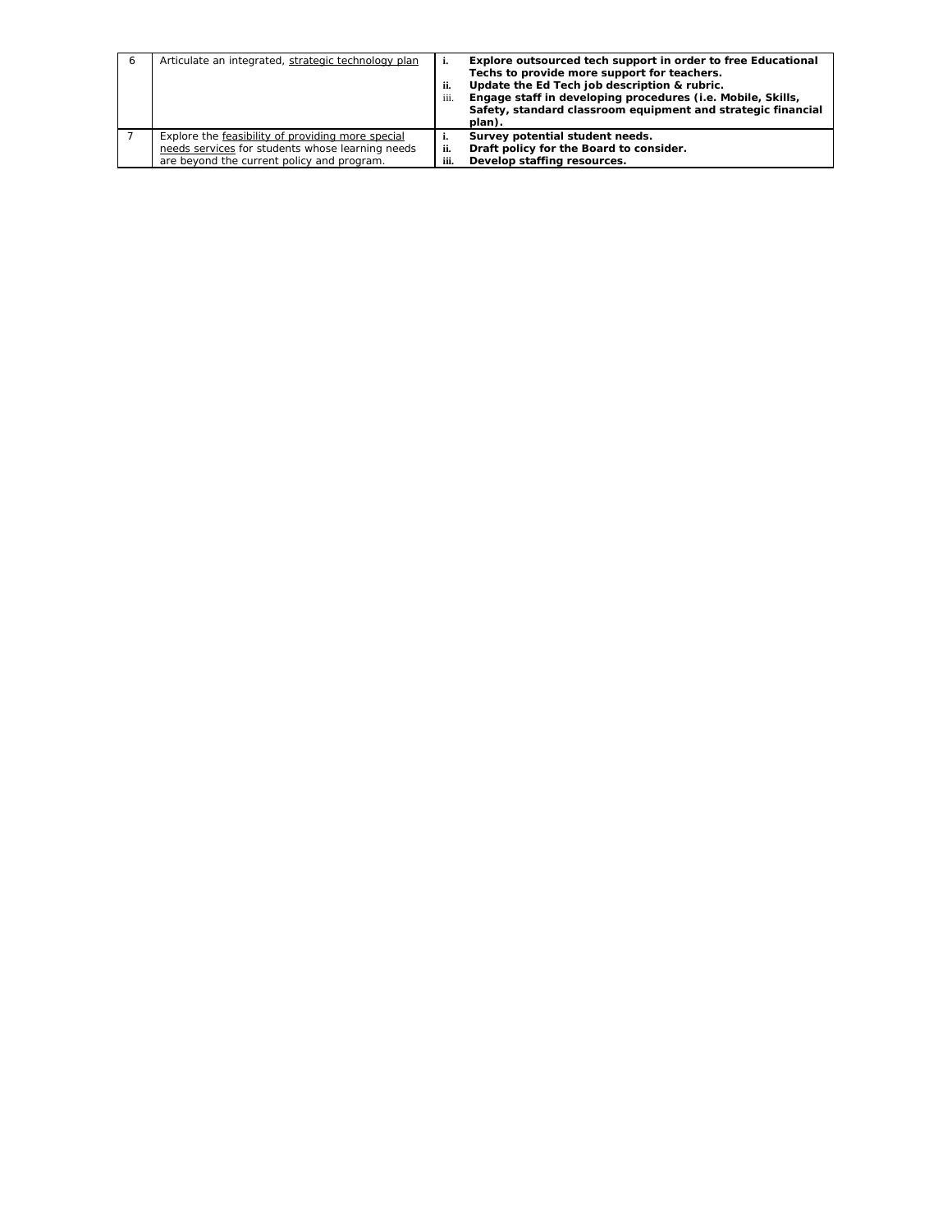| | | |
|---|---|---|
| 6 | Articulate an integrated, strategic technology plan | **i. Explore outsourced tech support in order to free Educational Techs to provide more support for teachers.**<br>**ii. Update the Ed Tech job description & rubric.**<br>iii. **Engage staff in developing procedures (i.e. Mobile, Skills, Safety, standard classroom equipment and strategic financial plan).** |
| 7 | Explore the feasibility of providing more special needs services for students whose learning needs are beyond the current policy and program. | **i. Survey potential student needs.**<br>**ii. Draft policy for the Board to consider.**<br>**iii. Develop staffing resources.** |